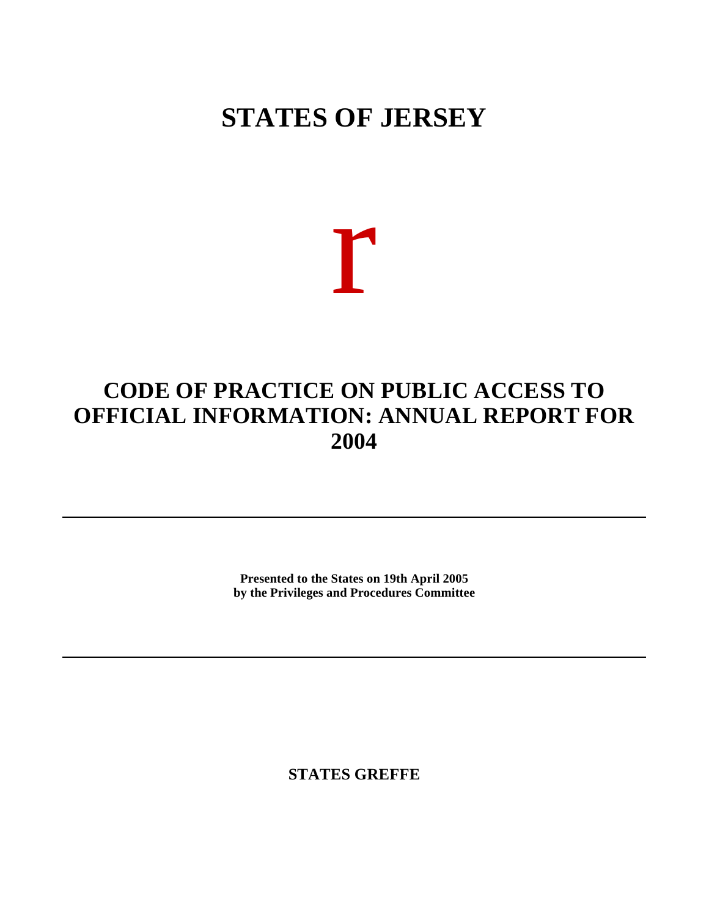# STATES OF JERSEY

r

# CODE OF PRACTICE ON PUBLIC ACCESS TO OFFICIAL INFORMATION: ANNUAL REPORT FOR 2004

---

**Presented to the States on 19th April 2005**
**by the Privileges and Procedures Committee**

---

**STATES GREFFE**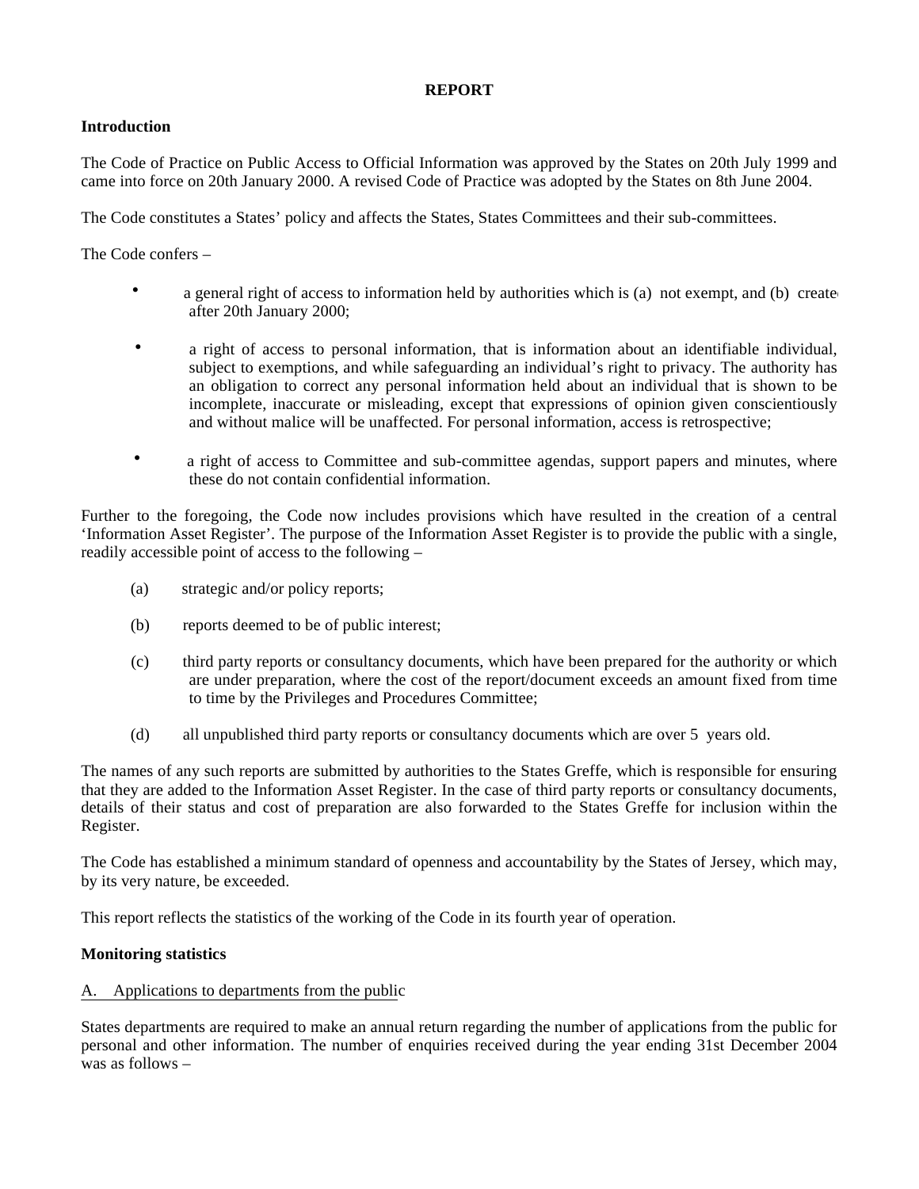**REPORT**

**Introduction**

The Code of Practice on Public Access to Official Information was approved by the States on 20th July 1999 and came into force on 20th January 2000. A revised Code of Practice was adopted by the States on 8th June 2004.

The Code constitutes a States' policy and affects the States, States Committees and their sub-committees.

The Code confers –

- a general right of access to information held by authorities which is (a) not exempt, and (b) created after 20th January 2000;
- a right of access to personal information, that is information about an identifiable individual, subject to exemptions, and while safeguarding an individual's right to privacy. The authority has an obligation to correct any personal information held about an individual that is shown to be incomplete, inaccurate or misleading, except that expressions of opinion given conscientiously and without malice will be unaffected. For personal information, access is retrospective;
- a right of access to Committee and sub-committee agendas, support papers and minutes, where these do not contain confidential information.

Further to the foregoing, the Code now includes provisions which have resulted in the creation of a central 'Information Asset Register'. The purpose of the Information Asset Register is to provide the public with a single, readily accessible point of access to the following –

(a) strategic and/or policy reports;

(b) reports deemed to be of public interest;

(c) third party reports or consultancy documents, which have been prepared for the authority or which are under preparation, where the cost of the report/document exceeds an amount fixed from time to time by the Privileges and Procedures Committee;

(d) all unpublished third party reports or consultancy documents which are over 5 years old.

The names of any such reports are submitted by authorities to the States Greffe, which is responsible for ensuring that they are added to the Information Asset Register. In the case of third party reports or consultancy documents, details of their status and cost of preparation are also forwarded to the States Greffe for inclusion within the Register.

The Code has established a minimum standard of openness and accountability by the States of Jersey, which may, by its very nature, be exceeded.

This report reflects the statistics of the working of the Code in its fourth year of operation.

**Monitoring statistics**

A. Applications to departments from the public

States departments are required to make an annual return regarding the number of applications from the public for personal and other information. The number of enquiries received during the year ending 31st December 2004 was as follows –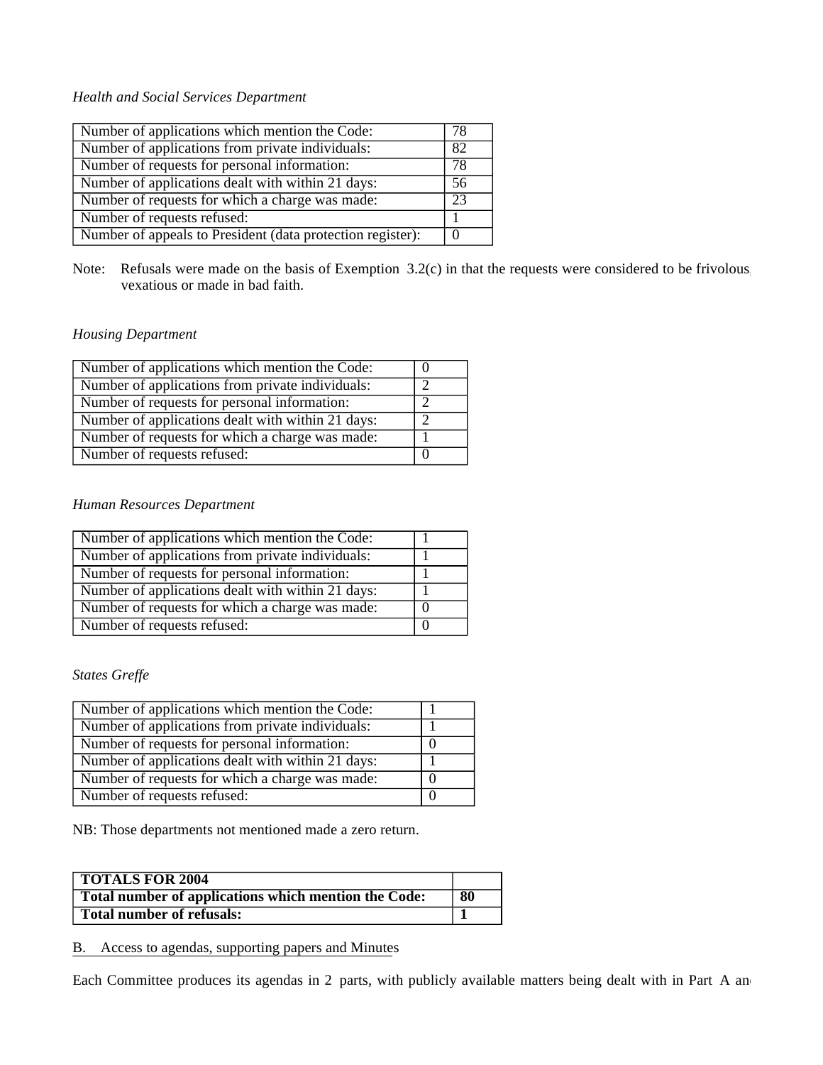*Health and Social Services Department*

| | |
|---|---|
| Number of applications which mention the Code: | 78 |
| Number of applications from private individuals: | 82 |
| Number of requests for personal information: | 78 |
| Number of applications dealt with within 21 days: | 56 |
| Number of requests for which a charge was made: | 23 |
| Number of requests refused: | 1 |
| Number of appeals to President (data protection register): | 0 |

Note: Refusals were made on the basis of Exemption 3.2(c) in that the requests were considered to be frivolous, vexatious or made in bad faith.

*Housing Department*

| | |
|---|---|
| Number of applications which mention the Code: | 0 |
| Number of applications from private individuals: | 2 |
| Number of requests for personal information: | 2 |
| Number of applications dealt with within 21 days: | 2 |
| Number of requests for which a charge was made: | 1 |
| Number of requests refused: | 0 |

*Human Resources Department*

| | |
|---|---|
| Number of applications which mention the Code: | 1 |
| Number of applications from private individuals: | 1 |
| Number of requests for personal information: | 1 |
| Number of applications dealt with within 21 days: | 1 |
| Number of requests for which a charge was made: | 0 |
| Number of requests refused: | 0 |

*States Greffe*

| | |
|---|---|
| Number of applications which mention the Code: | 1 |
| Number of applications from private individuals: | 1 |
| Number of requests for personal information: | 0 |
| Number of applications dealt with within 21 days: | 1 |
| Number of requests for which a charge was made: | 0 |
| Number of requests refused: | 0 |

NB: Those departments not mentioned made a zero return.

| **TOTALS FOR 2004** | |
|---|---|
| **Total number of applications which mention the Code:** | **80** |
| **Total number of refusals:** | **1** |

B. Access to agendas, supporting papers and Minutes

Each Committee produces its agendas in 2 parts, with publicly available matters being dealt with in Part A and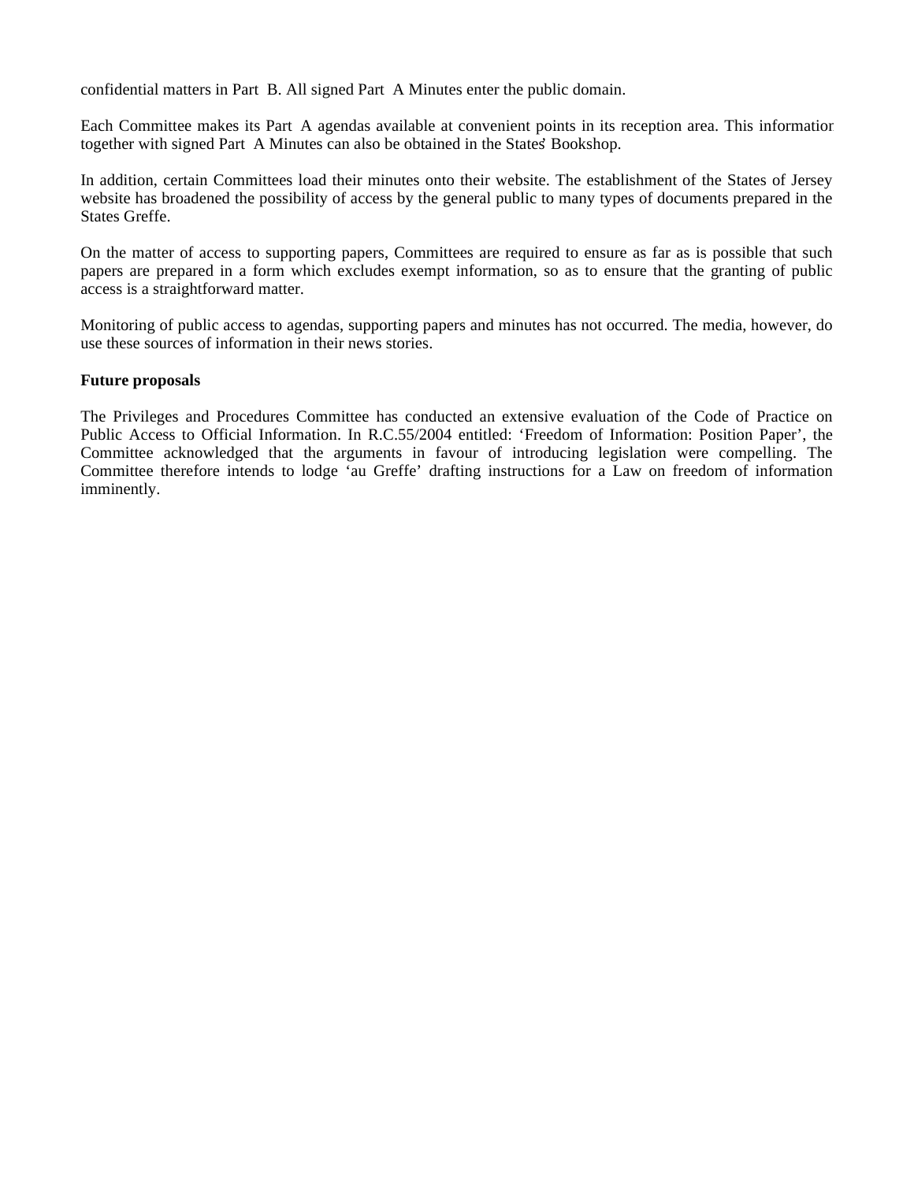confidential matters in Part B. All signed Part A Minutes enter the public domain.

Each Committee makes its Part A agendas available at convenient points in its reception area. This information together with signed Part A Minutes can also be obtained in the States' Bookshop.

In addition, certain Committees load their minutes onto their website. The establishment of the States of Jersey website has broadened the possibility of access by the general public to many types of documents prepared in the States Greffe.

On the matter of access to supporting papers, Committees are required to ensure as far as is possible that such papers are prepared in a form which excludes exempt information, so as to ensure that the granting of public access is a straightforward matter.

Monitoring of public access to agendas, supporting papers and minutes has not occurred. The media, however, do use these sources of information in their news stories.

**Future proposals**

The Privileges and Procedures Committee has conducted an extensive evaluation of the Code of Practice on Public Access to Official Information. In R.C.55/2004 entitled: 'Freedom of Information: Position Paper', the Committee acknowledged that the arguments in favour of introducing legislation were compelling. The Committee therefore intends to lodge 'au Greffe' drafting instructions for a Law on freedom of information imminently.